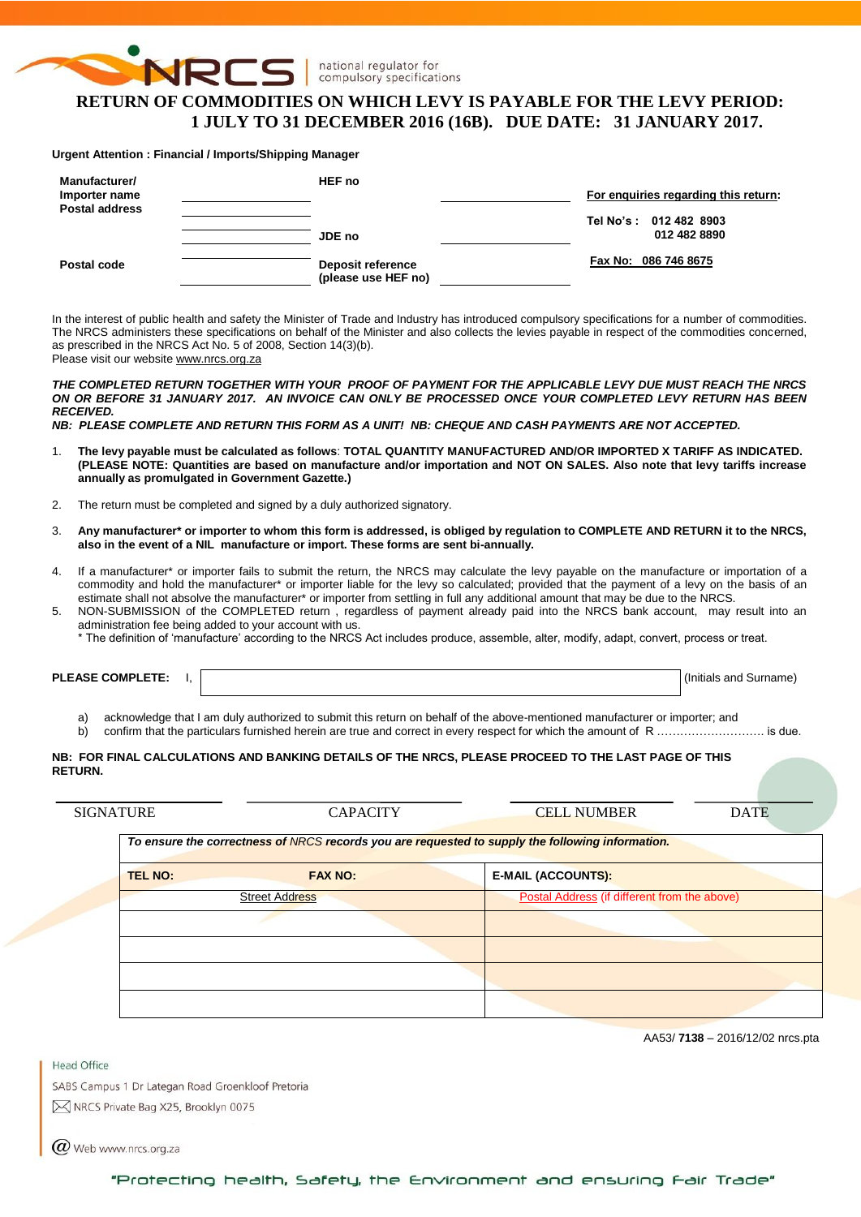NRCS | national regulator for compulsory specifications

# RETURN OF COMMODITIES ON WHICH LEVY IS PAYABLE FOR THE LEVY PERIOD: 1 JULY TO 31 DECEMBER 2016 (16B). DUE DATE: 31 JANUARY 2017.

**Urgent Attention : Financial / Imports/Shipping Manager**

| | | | | |
|---|---|---|---|---|
| **Manufacturer/ Importer name** | ____________ | **HEF no** | ____________ | **For enquiries regarding this return:** |
| **Postal address** | ____________ | | | **Tel No's : 012 482 8903** |
| | ____________ | **JDE no** | ____________ | **012 482 8890** |
| **Postal code** | ____________ | **Deposit reference (please use HEF no)** | ____________ | **Fax No: 086 746 8675** |

In the interest of public health and safety the Minister of Trade and Industry has introduced compulsory specifications for a number of commodities. The NRCS administers these specifications on behalf of the Minister and also collects the levies payable in respect of the commodities concerned, as prescribed in the NRCS Act No. 5 of 2008, Section 14(3)(b).
Please visit our website www.nrcs.org.za

***THE COMPLETED RETURN TOGETHER WITH YOUR PROOF OF PAYMENT FOR THE APPLICABLE LEVY DUE MUST REACH THE NRCS ON OR BEFORE 31 JANUARY 2017. AN INVOICE CAN ONLY BE PROCESSED ONCE YOUR COMPLETED LEVY RETURN HAS BEEN RECEIVED.***
***NB: PLEASE COMPLETE AND RETURN THIS FORM AS A UNIT! NB: CHEQUE AND CASH PAYMENTS ARE NOT ACCEPTED.***

1. **The levy payable must be calculated as follows**: **TOTAL QUANTITY MANUFACTURED AND/OR IMPORTED X TARIFF AS INDICATED. (PLEASE NOTE: Quantities are based on manufacture and/or importation and NOT ON SALES. Also note that levy tariffs increase annually as promulgated in Government Gazette.)**
2. The return must be completed and signed by a duly authorized signatory.
3. **Any manufacturer\* or importer to whom this form is addressed, is obliged by regulation to COMPLETE AND RETURN it to the NRCS, also in the event of a NIL manufacture or import. These forms are sent bi-annually.**
4. If a manufacturer\* or importer fails to submit the return, the NRCS may calculate the levy payable on the manufacture or importation of a commodity and hold the manufacturer\* or importer liable for the levy so calculated; provided that the payment of a levy on the basis of an estimate shall not absolve the manufacturer\* or importer from settling in full any additional amount that may be due to the NRCS.
5. NON-SUBMISSION of the COMPLETED return , regardless of payment already paid into the NRCS bank account, may result into an administration fee being added to your account with us.
   \* The definition of 'manufacture' according to the NRCS Act includes produce, assemble, alter, modify, adapt, convert, process or treat.

**PLEASE COMPLETE:** I, ________________________________ (Initials and Surname)

a) acknowledge that I am duly authorized to submit this return on behalf of the above-mentioned manufacturer or importer; and
b) confirm that the particulars furnished herein are true and correct in every respect for which the amount of R ……………………… is due.

**NB: FOR FINAL CALCULATIONS AND BANKING DETAILS OF THE NRCS, PLEASE PROCEED TO THE LAST PAGE OF THIS RETURN.**

| SIGNATURE | CAPACITY | CELL NUMBER | DATE |
|---|---|---|---|
| | | | |

| ***To ensure the correctness of NRCS records you are requested to supply the following information.*** | | |
|---|---|---|
| **TEL NO:** | **FAX NO:** | **E-MAIL (ACCOUNTS):** |
| Street Address | | Postal Address (if different from the above) |
| | | |
| | | |
| | | |
| | | |

AA53/ **7138** – 2016/12/02 nrcs.pta

Head Office
SABS Campus 1 Dr Lategan Road Groenkloof Pretoria
NRCS Private Bag X25, Brooklyn 0075
Web www.nrcs.org.za

"Protecting health, Safety, the Environment and ensuring Fair Trade"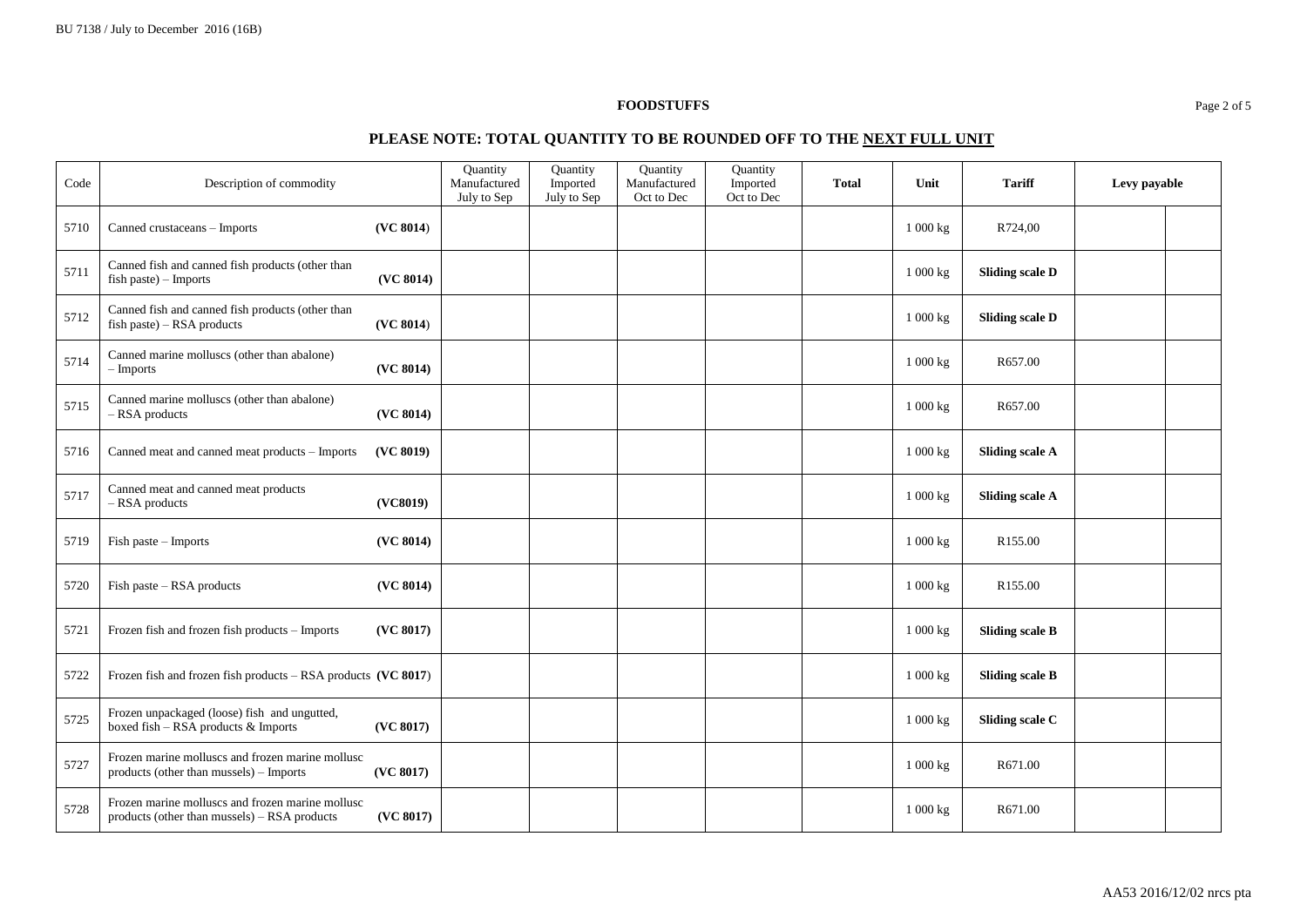## FOODSTUFFS

### PLEASE NOTE: TOTAL QUANTITY TO BE ROUNDED OFF TO THE NEXT FULL UNIT

| Code | Description of commodity | Quantity Manufactured July to Sep | Quantity Imported July to Sep | Quantity Manufactured Oct to Dec | Quantity Imported Oct to Dec | Total | Unit | Tariff | Levy payable | |
|---|---|---|---|---|---|---|---|---|---|---|
| 5710 | Canned crustaceans – Imports **(VC 8014)** | | | | | | 1 000 kg | R724,00 | | |
| 5711 | Canned fish and canned fish products (other than fish paste) – Imports **(VC 8014)** | | | | | | 1 000 kg | **Sliding scale D** | | |
| 5712 | Canned fish and canned fish products (other than fish paste) – RSA products **(VC 8014)** | | | | | | 1 000 kg | **Sliding scale D** | | |
| 5714 | Canned marine molluscs (other than abalone) – Imports **(VC 8014)** | | | | | | 1 000 kg | R657.00 | | |
| 5715 | Canned marine molluscs (other than abalone) – RSA products **(VC 8014)** | | | | | | 1 000 kg | R657.00 | | |
| 5716 | Canned meat and canned meat products – Imports **(VC 8019)** | | | | | | 1 000 kg | **Sliding scale A** | | |
| 5717 | Canned meat and canned meat products – RSA products **(VC8019)** | | | | | | 1 000 kg | **Sliding scale A** | | |
| 5719 | Fish paste – Imports **(VC 8014)** | | | | | | 1 000 kg | R155.00 | | |
| 5720 | Fish paste – RSA products **(VC 8014)** | | | | | | 1 000 kg | R155.00 | | |
| 5721 | Frozen fish and frozen fish products – Imports **(VC 8017)** | | | | | | 1 000 kg | **Sliding scale B** | | |
| 5722 | Frozen fish and frozen fish products – RSA products **(VC 8017)** | | | | | | 1 000 kg | **Sliding scale B** | | |
| 5725 | Frozen unpackaged (loose) fish and ungutted, boxed fish – RSA products & Imports **(VC 8017)** | | | | | | 1 000 kg | **Sliding scale C** | | |
| 5727 | Frozen marine molluscs and frozen marine mollusc products (other than mussels) – Imports **(VC 8017)** | | | | | | 1 000 kg | R671.00 | | |
| 5728 | Frozen marine molluscs and frozen marine mollusc products (other than mussels) – RSA products **(VC 8017)** | | | | | | 1 000 kg | R671.00 | | |

AA53 2016/12/02 nrcs pta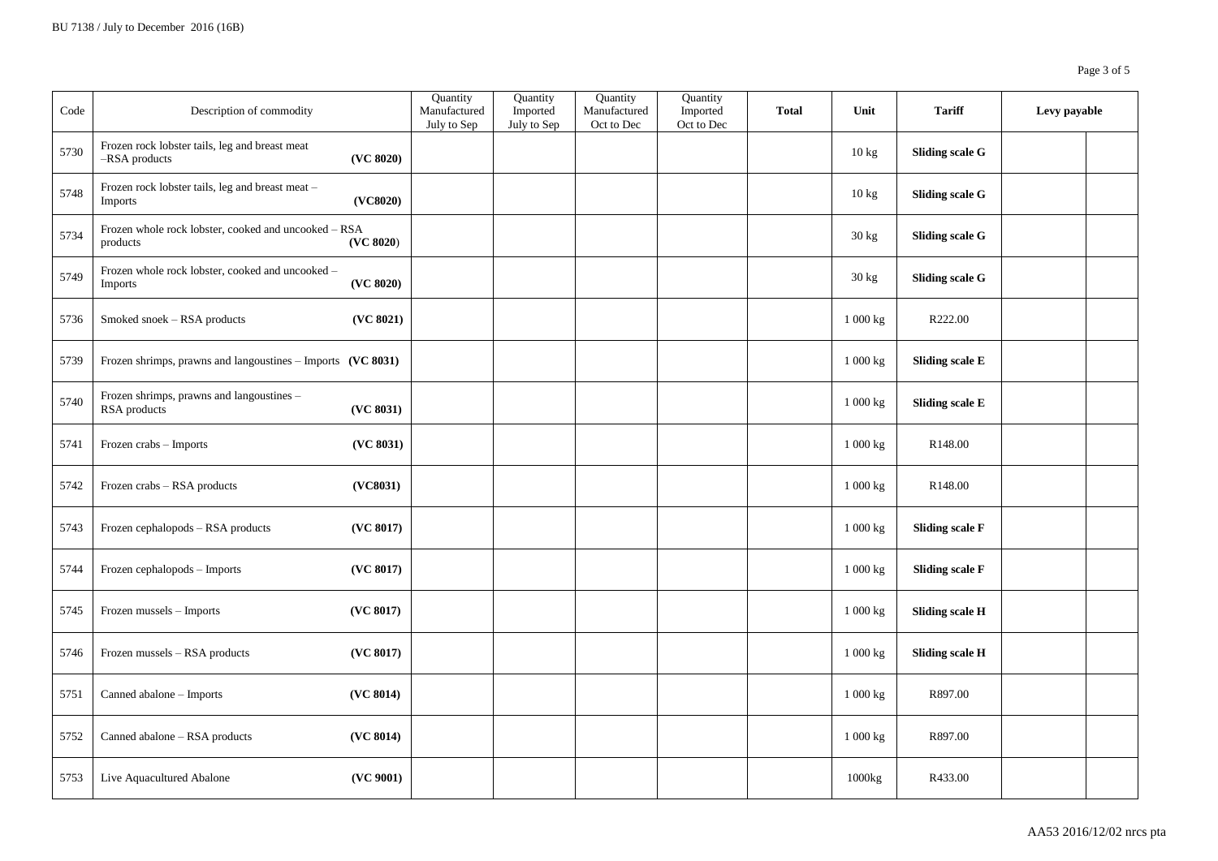| Code | Description of commodity | Quantity Manufactured July to Sep | Quantity Imported July to Sep | Quantity Manufactured Oct to Dec | Quantity Imported Oct to Dec | Total | Unit | Tariff | Levy payable | |
|---|---|---|---|---|---|---|---|---|---|---|
| 5730 | Frozen rock lobster tails, leg and breast meat –RSA products **(VC 8020)** | | | | | | 10 kg | **Sliding scale G** | | |
| 5748 | Frozen rock lobster tails, leg and breast meat – Imports **(VC8020)** | | | | | | 10 kg | **Sliding scale G** | | |
| 5734 | Frozen whole rock lobster, cooked and uncooked – RSA products **(VC 8020)** | | | | | | 30 kg | **Sliding scale G** | | |
| 5749 | Frozen whole rock lobster, cooked and uncooked – Imports **(VC 8020)** | | | | | | 30 kg | **Sliding scale G** | | |
| 5736 | Smoked snoek – RSA products **(VC 8021)** | | | | | | 1 000 kg | R222.00 | | |
| 5739 | Frozen shrimps, prawns and langoustines – Imports **(VC 8031)** | | | | | | 1 000 kg | **Sliding scale E** | | |
| 5740 | Frozen shrimps, prawns and langoustines – RSA products **(VC 8031)** | | | | | | 1 000 kg | **Sliding scale E** | | |
| 5741 | Frozen crabs – Imports **(VC 8031)** | | | | | | 1 000 kg | R148.00 | | |
| 5742 | Frozen crabs – RSA products **(VC8031)** | | | | | | 1 000 kg | R148.00 | | |
| 5743 | Frozen cephalopods – RSA products **(VC 8017)** | | | | | | 1 000 kg | **Sliding scale F** | | |
| 5744 | Frozen cephalopods – Imports **(VC 8017)** | | | | | | 1 000 kg | **Sliding scale F** | | |
| 5745 | Frozen mussels – Imports **(VC 8017)** | | | | | | 1 000 kg | **Sliding scale H** | | |
| 5746 | Frozen mussels – RSA products **(VC 8017)** | | | | | | 1 000 kg | **Sliding scale H** | | |
| 5751 | Canned abalone – Imports **(VC 8014)** | | | | | | 1 000 kg | R897.00 | | |
| 5752 | Canned abalone – RSA products **(VC 8014)** | | | | | | 1 000 kg | R897.00 | | |
| 5753 | Live Aquacultured Abalone **(VC 9001)** | | | | | | 1000kg | R433.00 | | |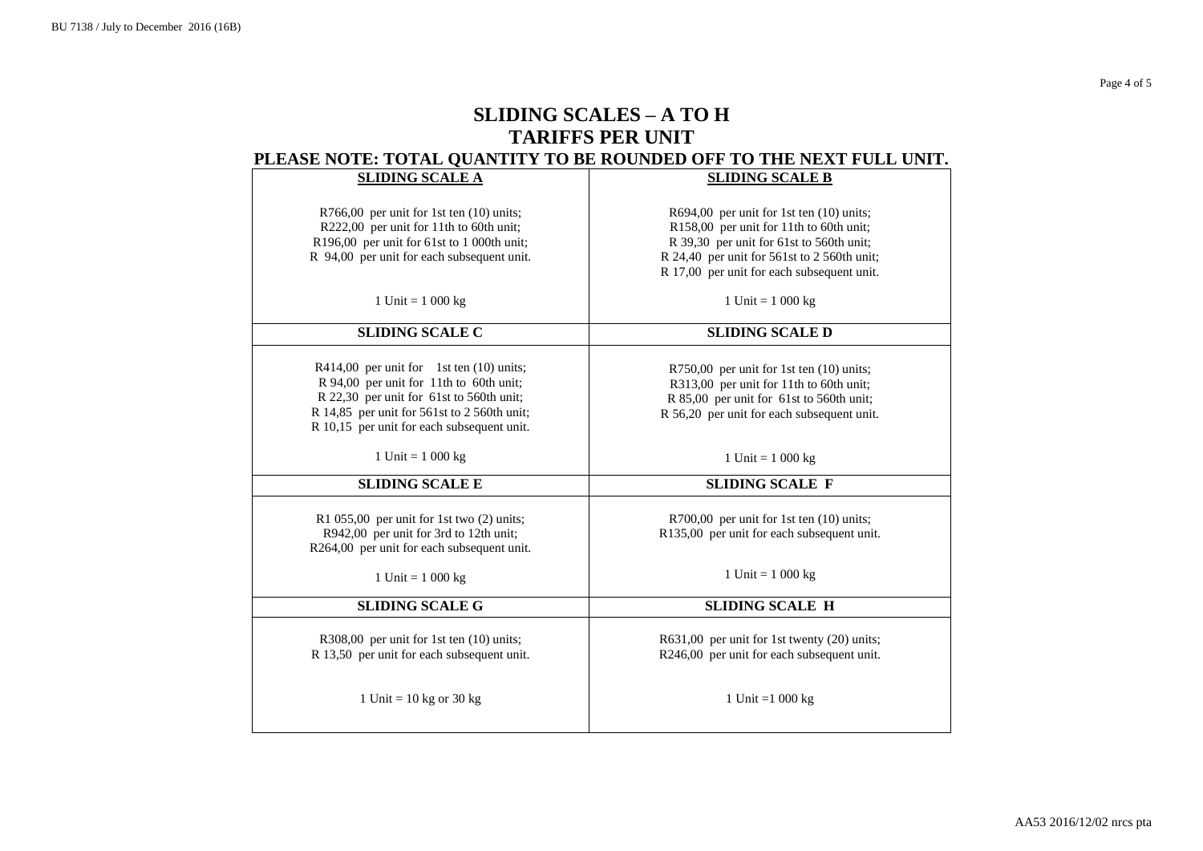# SLIDING SCALES – A TO H

## TARIFFS PER UNIT

### PLEASE NOTE: TOTAL QUANTITY TO BE ROUNDED OFF TO THE NEXT FULL UNIT.

| **SLIDING SCALE A** | **SLIDING SCALE B** |
|---|---|
| R766,00 per unit for 1st ten (10) units;<br>R222,00 per unit for 11th to 60th unit;<br>R196,00 per unit for 61st to 1 000th unit;<br>R 94,00 per unit for each subsequent unit.<br><br>1 Unit = 1 000 kg | R694,00 per unit for 1st ten (10) units;<br>R158,00 per unit for 11th to 60th unit;<br>R 39,30 per unit for 61st to 560th unit;<br>R 24,40 per unit for 561st to 2 560th unit;<br>R 17,00 per unit for each subsequent unit.<br><br>1 Unit = 1 000 kg |
| **SLIDING SCALE C** | **SLIDING SCALE D** |
| R414,00 per unit for 1st ten (10) units;<br>R 94,00 per unit for 11th to 60th unit;<br>R 22,30 per unit for 61st to 560th unit;<br>R 14,85 per unit for 561st to 2 560th unit;<br>R 10,15 per unit for each subsequent unit.<br><br>1 Unit = 1 000 kg | R750,00 per unit for 1st ten (10) units;<br>R313,00 per unit for 11th to 60th unit;<br>R 85,00 per unit for 61st to 560th unit;<br>R 56,20 per unit for each subsequent unit.<br><br>1 Unit = 1 000 kg |
| **SLIDING SCALE E** | **SLIDING SCALE F** |
| R1 055,00 per unit for 1st two (2) units;<br>R942,00 per unit for 3rd to 12th unit;<br>R264,00 per unit for each subsequent unit.<br><br>1 Unit = 1 000 kg | R700,00 per unit for 1st ten (10) units;<br>R135,00 per unit for each subsequent unit.<br><br>1 Unit = 1 000 kg |
| **SLIDING SCALE G** | **SLIDING SCALE H** |
| R308,00 per unit for 1st ten (10) units;<br>R 13,50 per unit for each subsequent unit.<br><br>1 Unit = 10 kg or 30 kg | R631,00 per unit for 1st twenty (20) units;<br>R246,00 per unit for each subsequent unit.<br><br>1 Unit =1 000 kg |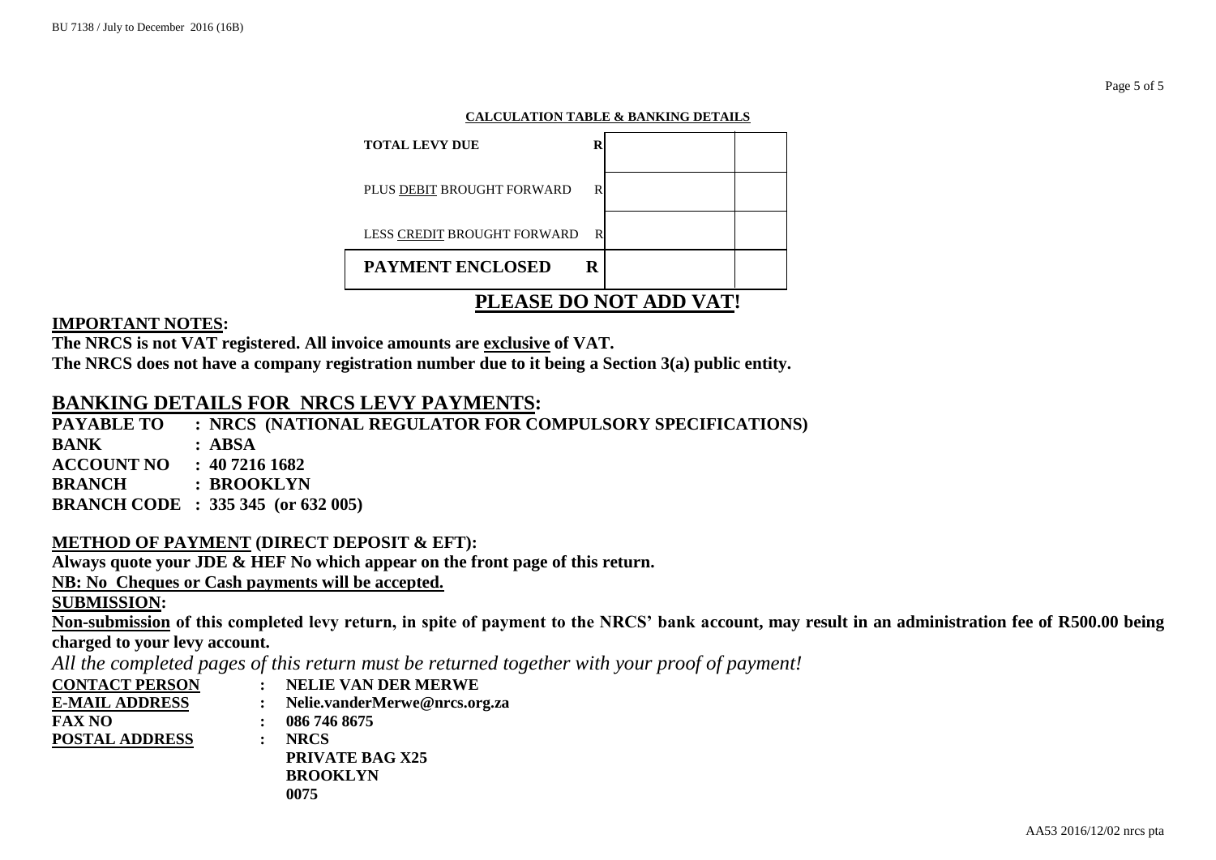**CALCULATION TABLE & BANKING DETAILS**

| | | | |
|---|---|---|---|
| **TOTAL LEVY DUE** | **R** | | |
| PLUS DEBIT BROUGHT FORWARD | R | | |
| LESS CREDIT BROUGHT FORWARD | R | | |
| **PAYMENT ENCLOSED** | **R** | | |

## PLEASE DO NOT ADD VAT!

**IMPORTANT NOTES:**

**The NRCS is not VAT registered. All invoice amounts are exclusive of VAT.**
**The NRCS does not have a company registration number due to it being a Section 3(a) public entity.**

## BANKING DETAILS FOR NRCS LEVY PAYMENTS:

**PAYABLE TO : NRCS (NATIONAL REGULATOR FOR COMPULSORY SPECIFICATIONS)**
**BANK : ABSA**
**ACCOUNT NO : 40 7216 1682**
**BRANCH : BROOKLYN**
**BRANCH CODE : 335 345 (or 632 005)**

**METHOD OF PAYMENT (DIRECT DEPOSIT & EFT):**
**Always quote your JDE & HEF No which appear on the front page of this return.**
**NB: No Cheques or Cash payments will be accepted.**

**SUBMISSION:**
**Non-submission of this completed levy return, in spite of payment to the NRCS' bank account, may result in an administration fee of R500.00 being charged to your levy account.**

*All the completed pages of this return must be returned together with your proof of payment!*

**CONTACT PERSON : NELIE VAN DER MERWE**
**E-MAIL ADDRESS : Nelie.vanderMerwe@nrcs.org.za**
**FAX NO : 086 746 8675**
**POSTAL ADDRESS : NRCS**
**PRIVATE BAG X25**
**BROOKLYN**
**0075**

AA53 2016/12/02 nrcs pta